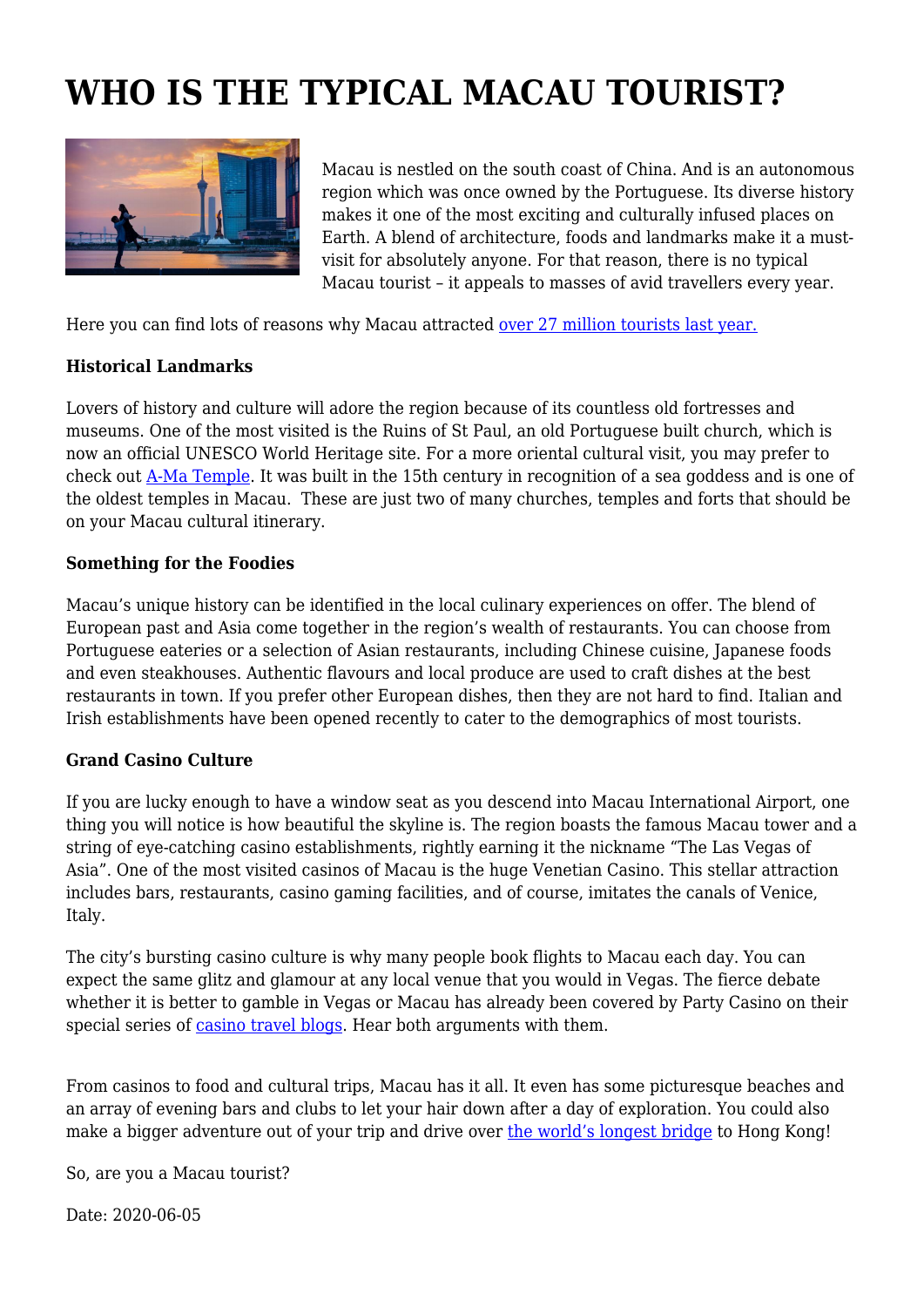# WHO IS THE TYPICAL MACAU TOURIST?

Macau is nestled on the south coast of China. And is an autonomous region which was once owned by the Portuguese. Its diverse history makes it one of the most exciting and culturally infused places on Earth. A blend of architecture, foods and landmarks make it a must-visit for absolutely anyone. For that reason, there is no typical Macau tourist – it appeals to masses of avid travellers every year.

Here you can find lots of reasons why Macau attracted over 27 million tourists last year.

**Historical Landmarks**

Lovers of history and culture will adore the region because of its countless old fortresses and museums. One of the most visited is the Ruins of St Paul, an old Portuguese built church, which is now an official UNESCO World Heritage site. For a more oriental cultural visit, you may prefer to check out A-Ma Temple. It was built in the 15th century in recognition of a sea goddess and is one of the oldest temples in Macau. These are just two of many churches, temples and forts that should be on your Macau cultural itinerary.

**Something for the Foodies**

Macau's unique history can be identified in the local culinary experiences on offer. The blend of European past and Asia come together in the region's wealth of restaurants. You can choose from Portuguese eateries or a selection of Asian restaurants, including Chinese cuisine, Japanese foods and even steakhouses. Authentic flavours and local produce are used to craft dishes at the best restaurants in town. If you prefer other European dishes, then they are not hard to find. Italian and Irish establishments have been opened recently to cater to the demographics of most tourists.

**Grand Casino Culture**

If you are lucky enough to have a window seat as you descend into Macau International Airport, one thing you will notice is how beautiful the skyline is. The region boasts the famous Macau tower and a string of eye-catching casino establishments, rightly earning it the nickname "The Las Vegas of Asia". One of the most visited casinos of Macau is the huge Venetian Casino. This stellar attraction includes bars, restaurants, casino gaming facilities, and of course, imitates the canals of Venice, Italy.

The city's bursting casino culture is why many people book flights to Macau each day. You can expect the same glitz and glamour at any local venue that you would in Vegas. The fierce debate whether it is better to gamble in Vegas or Macau has already been covered by Party Casino on their special series of casino travel blogs. Hear both arguments with them.

From casinos to food and cultural trips, Macau has it all. It even has some picturesque beaches and an array of evening bars and clubs to let your hair down after a day of exploration. You could also make a bigger adventure out of your trip and drive over the world's longest bridge to Hong Kong!

So, are you a Macau tourist?

Date: 2020-06-05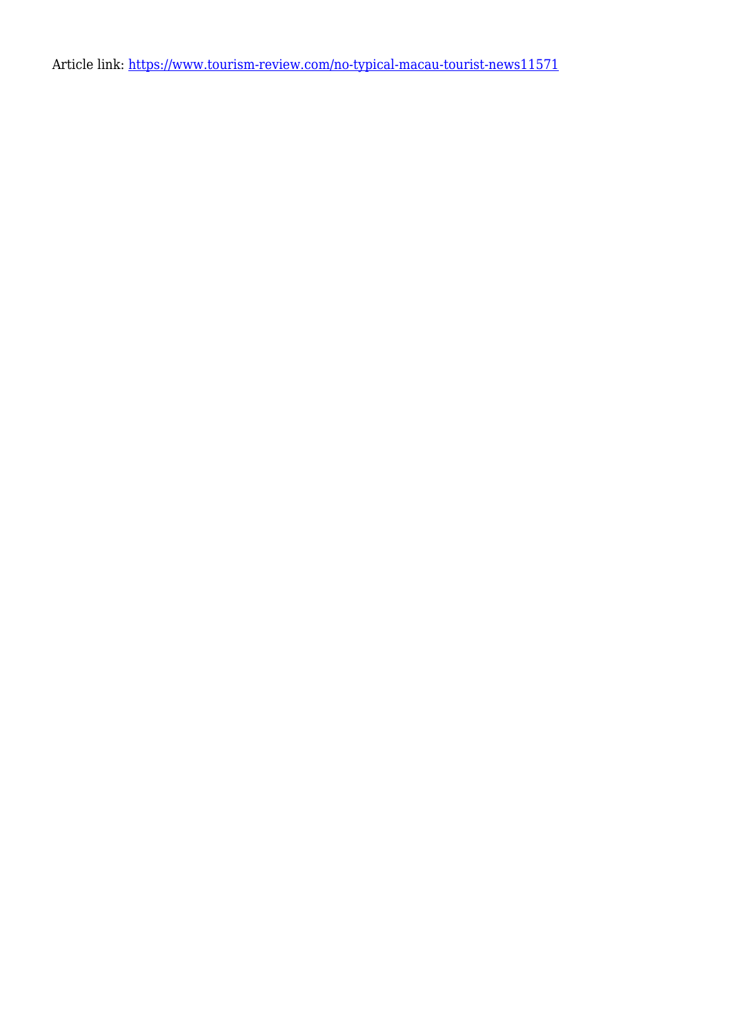Article link: [https://www.tourism-review.com/no-typical-macau-tourist-news11571](https://www.tourism-review.com/no-typical-macau-tourist-news11571)